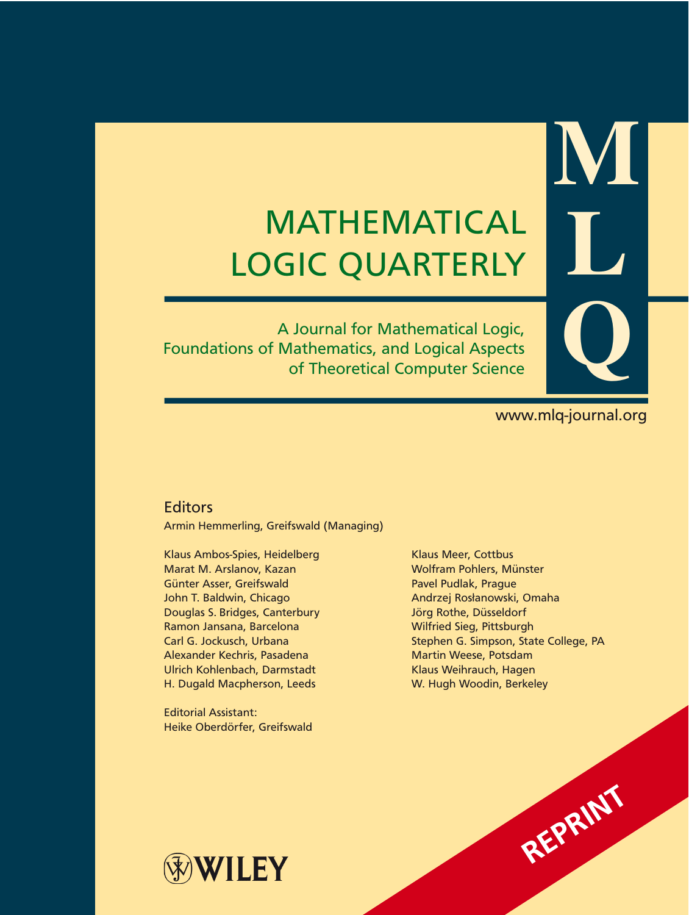# MATHEMATICAL LOGIC QUARTERLY

**MLQ**

A Journal for Mathematical Logic, Foundations of Mathematics, and Logical Aspects of Theoretical Computer Science

www.mlq-journal.org

## Editors

Armin Hemmerling, Greifswald (Managing)

Klaus Ambos-Spies, Heidelberg
Marat M. Arslanov, Kazan
Günter Asser, Greifswald
John T. Baldwin, Chicago
Douglas S. Bridges, Canterbury
Ramon Jansana, Barcelona
Carl G. Jockusch, Urbana
Alexander Kechris, Pasadena
Ulrich Kohlenbach, Darmstadt
H. Dugald Macpherson, Leeds
Klaus Meer, Cottbus
Wolfram Pohlers, Münster
Pavel Pudlak, Prague
Andrzej Rosłanowski, Omaha
Jörg Rothe, Düsseldorf
Wilfried Sieg, Pittsburgh
Stephen G. Simpson, State College, PA
Martin Weese, Potsdam
Klaus Weihrauch, Hagen
W. Hugh Woodin, Berkeley

Editorial Assistant:
Heike Oberdörfer, Greifswald

REPRINT

WILEY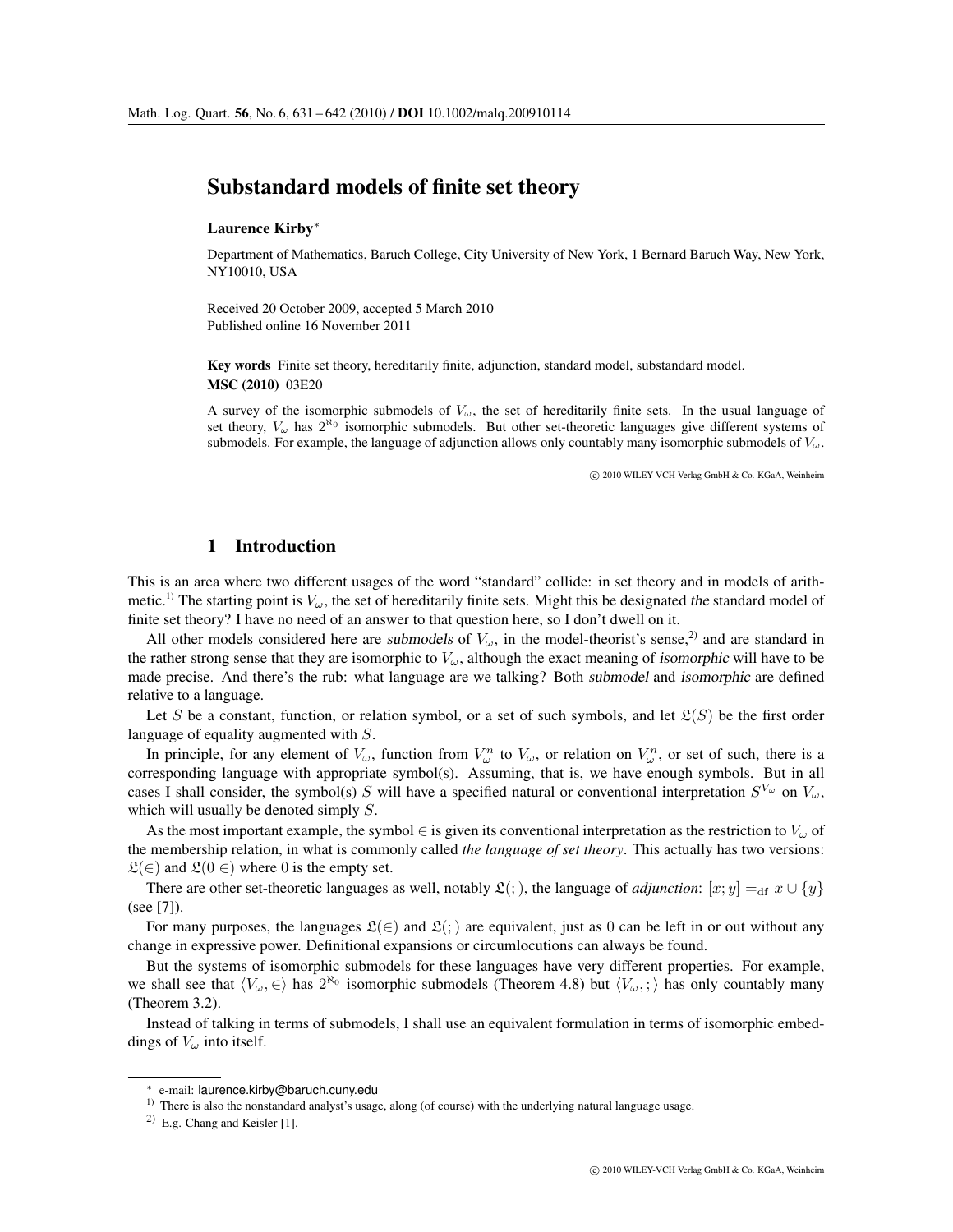# Substandard models of finite set theory

**Laurence Kirby***

Department of Mathematics, Baruch College, City University of New York, 1 Bernard Baruch Way, New York, NY10010, USA

Received 20 October 2009, accepted 5 March 2010
Published online 16 November 2011

**Key words** Finite set theory, hereditarily finite, adjunction, standard model, substandard model.
**MSC (2010)** 03E20

A survey of the isomorphic submodels of $V_\omega$, the set of hereditarily finite sets. In the usual language of set theory, $V_\omega$ has $2^{\aleph_0}$ isomorphic submodels. But other set-theoretic languages give different systems of submodels. For example, the language of adjunction allows only countably many isomorphic submodels of $V_\omega$.

© 2010 WILEY-VCH Verlag GmbH & Co. KGaA, Weinheim

## 1 Introduction

This is an area where two different usages of the word "standard" collide: in set theory and in models of arithmetic.[1)] The starting point is $V_\omega$, the set of hereditarily finite sets. Might this be designated *the* standard model of finite set theory? I have no need of an answer to that question here, so I don't dwell on it.

All other models considered here are *submodels* of $V_\omega$, in the model-theorist's sense,[2)] and are standard in the rather strong sense that they are isomorphic to $V_\omega$, although the exact meaning of *isomorphic* will have to be made precise. And there's the rub: what language are we talking? Both *submodel* and *isomorphic* are defined relative to a language.

Let $S$ be a constant, function, or relation symbol, or a set of such symbols, and let $\mathfrak{L}(S)$ be the first order language of equality augmented with $S$.

In principle, for any element of $V_\omega$, function from $V_\omega^n$ to $V_\omega$, or relation on $V_\omega^n$, or set of such, there is a corresponding language with appropriate symbol(s). Assuming, that is, we have enough symbols. But in all cases I shall consider, the symbol(s) $S$ will have a specified natural or conventional interpretation $S^{V_\omega}$ on $V_\omega$, which will usually be denoted simply $S$.

As the most important example, the symbol $\in$ is given its conventional interpretation as the restriction to $V_\omega$ of the membership relation, in what is commonly called *the language of set theory*. This actually has two versions: $\mathfrak{L}(\in)$ and $\mathfrak{L}(0\ \in)$ where 0 is the empty set.

There are other set-theoretic languages as well, notably $\mathfrak{L}(;)$, the language of *adjunction*: $[x; y] =_{\text{df}} x \cup \{y\}$ (see [7]).

For many purposes, the languages $\mathfrak{L}(\in)$ and $\mathfrak{L}(;)$ are equivalent, just as 0 can be left in or out without any change in expressive power. Definitional expansions or circumlocutions can always be found.

But the systems of isomorphic submodels for these languages have very different properties. For example, we shall see that $\langle V_\omega, \in\rangle$ has $2^{\aleph_0}$ isomorphic submodels (Theorem 4.8) but $\langle V_\omega, ;\rangle$ has only countably many (Theorem 3.2).

Instead of talking in terms of submodels, I shall use an equivalent formulation in terms of isomorphic embeddings of $V_\omega$ into itself.

---

* e-mail: laurence.kirby@baruch.cuny.edu

1) There is also the nonstandard analyst's usage, along (of course) with the underlying natural language usage.

2) E.g. Chang and Keisler [1].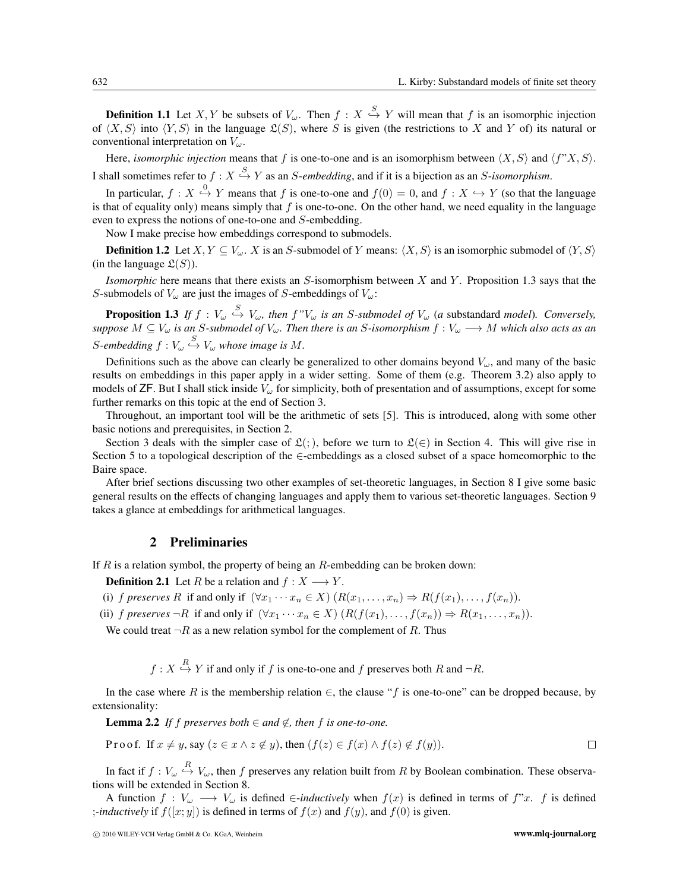**Definition 1.1** Let $X, Y$ be subsets of $V_\omega$. Then $f : X \overset{S}{\hookrightarrow} Y$ will mean that $f$ is an isomorphic injection of $\langle X, S\rangle$ into $\langle Y, S\rangle$ in the language $\mathfrak{L}(S)$, where $S$ is given (the restrictions to $X$ and $Y$ of) its natural or conventional interpretation on $V_\omega$.

Here, *isomorphic injection* means that $f$ is one-to-one and is an isomorphism between $\langle X, S\rangle$ and $\langle f\text{"}X, S\rangle$. I shall sometimes refer to $f : X \overset{S}{\hookrightarrow} Y$ as an *S-embedding*, and if it is a bijection as an *S-isomorphism*.

In particular, $f : X \overset{0}{\hookrightarrow} Y$ means that $f$ is one-to-one and $f(0) = 0$, and $f : X \hookrightarrow Y$ (so that the language is that of equality only) means simply that $f$ is one-to-one. On the other hand, we need equality in the language even to express the notions of one-to-one and $S$-embedding.

Now I make precise how embeddings correspond to submodels.

**Definition 1.2** Let $X, Y \subseteq V_\omega$. $X$ is an $S$-submodel of $Y$ means: $\langle X, S\rangle$ is an isomorphic submodel of $\langle Y, S\rangle$ (in the language $\mathfrak{L}(S)$).

*Isomorphic* here means that there exists an $S$-isomorphism between $X$ and $Y$. Proposition 1.3 says that the $S$-submodels of $V_\omega$ are just the images of $S$-embeddings of $V_\omega$:

**Proposition 1.3** *If $f : V_\omega \overset{S}{\hookrightarrow} V_\omega$, then $f\text{"}V_\omega$ is an $S$-submodel of $V_\omega$ (a* substandard *model). Conversely, suppose $M \subseteq V_\omega$ is an $S$-submodel of $V_\omega$. Then there is an $S$-isomorphism $f : V_\omega \longrightarrow M$ which also acts as an $S$-embedding $f : V_\omega \overset{S}{\hookrightarrow} V_\omega$ whose image is $M$.*

Definitions such as the above can clearly be generalized to other domains beyond $V_\omega$, and many of the basic results on embeddings in this paper apply in a wider setting. Some of them (e.g. Theorem 3.2) also apply to models of ZF. But I shall stick inside $V_\omega$ for simplicity, both of presentation and of assumptions, except for some further remarks on this topic at the end of Section 3.

Throughout, an important tool will be the arithmetic of sets [5]. This is introduced, along with some other basic notions and prerequisites, in Section 2.

Section 3 deals with the simpler case of $\mathfrak{L}(;)$, before we turn to $\mathfrak{L}(\in)$ in Section 4. This will give rise in Section 5 to a topological description of the $\in$-embeddings as a closed subset of a space homeomorphic to the Baire space.

After brief sections discussing two other examples of set-theoretic languages, in Section 8 I give some basic general results on the effects of changing languages and apply them to various set-theoretic languages. Section 9 takes a glance at embeddings for arithmetical languages.

## 2 Preliminaries

If $R$ is a relation symbol, the property of being an $R$-embedding can be broken down:

**Definition 2.1** Let $R$ be a relation and $f : X \longrightarrow Y$.

(i) *$f$ preserves $R$* if and only if $(\forall x_1 \cdots x_n \in X)\ (R(x_1, \ldots, x_n) \Rightarrow R(f(x_1), \ldots, f(x_n))$.

(ii) *$f$ preserves $\neg R$* if and only if $(\forall x_1 \cdots x_n \in X)\ (R(f(x_1), \ldots, f(x_n)) \Rightarrow R(x_1, \ldots, x_n))$.

We could treat $\neg R$ as a new relation symbol for the complement of $R$. Thus

$$f : X \overset{R}{\hookrightarrow} Y \text{ if and only if } f \text{ is one-to-one and } f \text{ preserves both } R \text{ and } \neg R.$$

In the case where $R$ is the membership relation $\in$, the clause "$f$ is one-to-one" can be dropped because, by extensionality:

**Lemma 2.2** *If $f$ preserves both $\in$ and $\notin$, then $f$ is one-to-one.*

Proof. If $x \neq y$, say $(z \in x \wedge z \notin y)$, then $(f(z) \in f(x) \wedge f(z) \notin f(y))$. □

In fact if $f : V_\omega \overset{R}{\hookrightarrow} V_\omega$, then $f$ preserves any relation built from $R$ by Boolean combination. These observations will be extended in Section 8.

A function $f : V_\omega \longrightarrow V_\omega$ is defined *$\in$-inductively* when $f(x)$ is defined in terms of $f\text{"}x$. $f$ is defined *;-inductively* if $f([x; y])$ is defined in terms of $f(x)$ and $f(y)$, and $f(0)$ is given.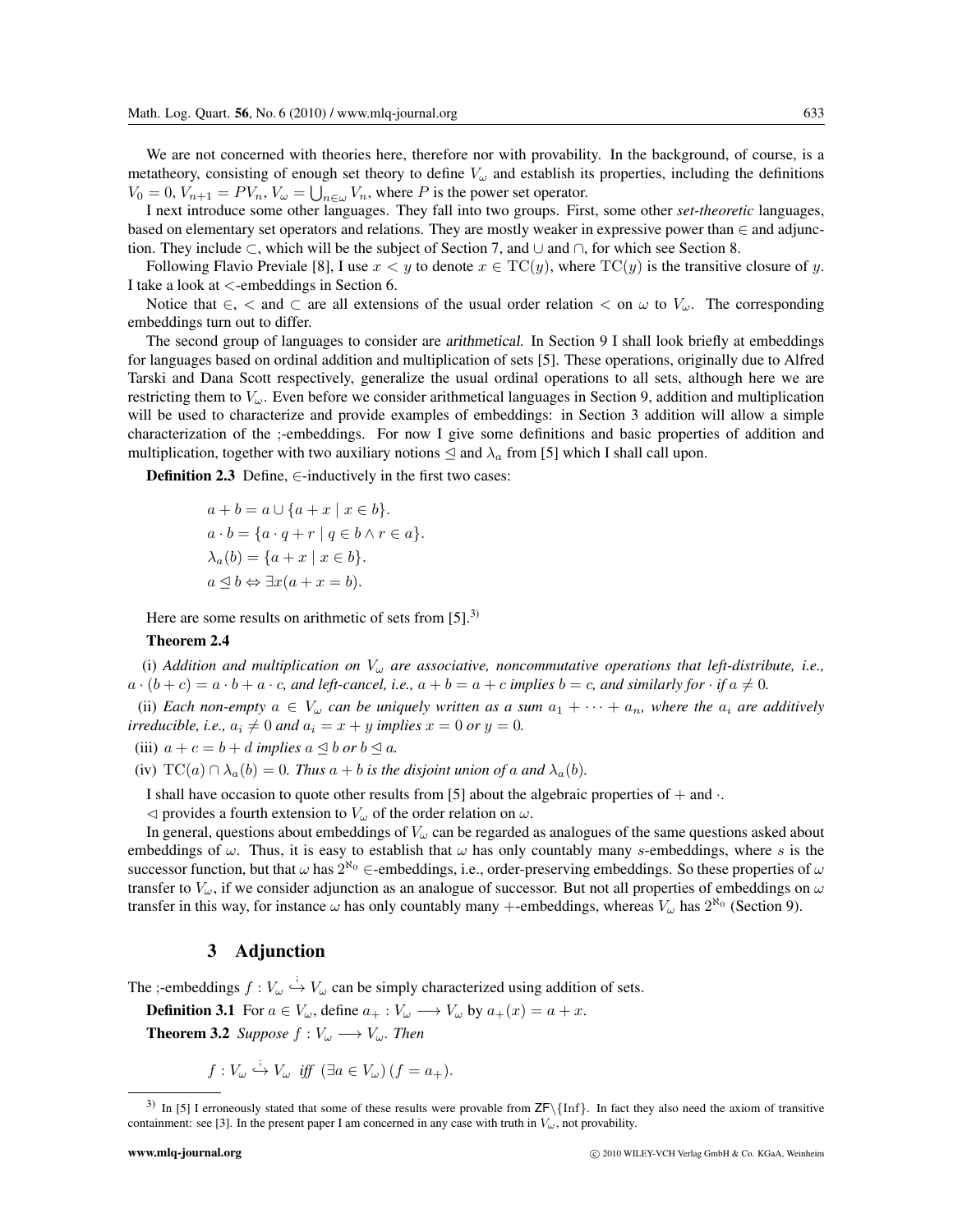We are not concerned with theories here, therefore nor with provability. In the background, of course, is a metatheory, consisting of enough set theory to define $V_\omega$ and establish its properties, including the definitions $V_0 = 0$, $V_{n+1} = PV_n$, $V_\omega = \bigcup_{n\in\omega} V_n$, where $P$ is the power set operator.

I next introduce some other languages. They fall into two groups. First, some other *set-theoretic* languages, based on elementary set operators and relations. They are mostly weaker in expressive power than $\in$ and adjunction. They include $\subset$, which will be the subject of Section 7, and $\cup$ and $\cap$, for which see Section 8.

Following Flavio Previale [8], I use $x < y$ to denote $x \in \mathrm{TC}(y)$, where $\mathrm{TC}(y)$ is the transitive closure of $y$. I take a look at $<$-embeddings in Section 6.

Notice that $\in$, $<$ and $\subset$ are all extensions of the usual order relation $<$ on $\omega$ to $V_\omega$. The corresponding embeddings turn out to differ.

The second group of languages to consider are *arithmetical*. In Section 9 I shall look briefly at embeddings for languages based on ordinal addition and multiplication of sets [5]. These operations, originally due to Alfred Tarski and Dana Scott respectively, generalize the usual ordinal operations to all sets, although here we are restricting them to $V_\omega$. Even before we consider arithmetical languages in Section 9, addition and multiplication will be used to characterize and provide examples of embeddings: in Section 3 addition will allow a simple characterization of the ;-embeddings. For now I give some definitions and basic properties of addition and multiplication, together with two auxiliary notions $\trianglelefteq$ and $\lambda_a$ from [5] which I shall call upon.

**Definition 2.3** Define, $\in$-inductively in the first two cases:

$$a + b = a \cup \{a + x \mid x \in b\}.$$
$$a \cdot b = \{a \cdot q + r \mid q \in b \wedge r \in a\}.$$
$$\lambda_a(b) = \{a + x \mid x \in b\}.$$
$$a \trianglelefteq b \Leftrightarrow \exists x(a + x = b).$$

Here are some results on arithmetic of sets from [5].[3)]

**Theorem 2.4**

(i) *Addition and multiplication on $V_\omega$ are associative, noncommutative operations that left-distribute, i.e., $a \cdot (b + c) = a \cdot b + a \cdot c$, and left-cancel, i.e., $a + b = a + c$ implies $b = c$, and similarly for $\cdot$ if $a \neq 0$.*

(ii) *Each non-empty $a \in V_\omega$ can be uniquely written as a sum $a_1 + \cdots + a_n$, where the $a_i$ are additively irreducible, i.e., $a_i \neq 0$ and $a_i = x + y$ implies $x = 0$ or $y = 0$.*

(iii) *$a + c = b + d$ implies $a \trianglelefteq b$ or $b \trianglelefteq a$.*

(iv) *$\mathrm{TC}(a) \cap \lambda_a(b) = 0$. Thus $a + b$ is the disjoint union of $a$ and $\lambda_a(b)$.*

I shall have occasion to quote other results from [5] about the algebraic properties of $+$ and $\cdot$.

$\triangleleft$ provides a fourth extension to $V_\omega$ of the order relation on $\omega$.

In general, questions about embeddings of $V_\omega$ can be regarded as analogues of the same questions asked about embeddings of $\omega$. Thus, it is easy to establish that $\omega$ has only countably many $s$-embeddings, where $s$ is the successor function, but that $\omega$ has $2^{\aleph_0}$ $\in$-embeddings, i.e., order-preserving embeddings. So these properties of $\omega$ transfer to $V_\omega$, if we consider adjunction as an analogue of successor. But not all properties of embeddings on $\omega$ transfer in this way, for instance $\omega$ has only countably many $+$-embeddings, whereas $V_\omega$ has $2^{\aleph_0}$ (Section 9).

## 3 Adjunction

The ;-embeddings $f : V_\omega \overset{;}{\hookrightarrow} V_\omega$ can be simply characterized using addition of sets.

**Definition 3.1** For $a \in V_\omega$, define $a_+ : V_\omega \longrightarrow V_\omega$ by $a_+(x) = a + x$.

**Theorem 3.2** *Suppose $f : V_\omega \longrightarrow V_\omega$. Then*

$$f : V_\omega \overset{;}{\hookrightarrow} V_\omega \ \textit{ iff } \ (\exists a \in V_\omega)\,(f = a_+).$$

---

[3)] In [5] I erroneously stated that some of these results were provable from $\mathsf{ZF}\backslash\{\mathrm{Inf}\}$. In fact they also need the axiom of transitive containment: see [3]. In the present paper I am concerned in any case with truth in $V_\omega$, not provability.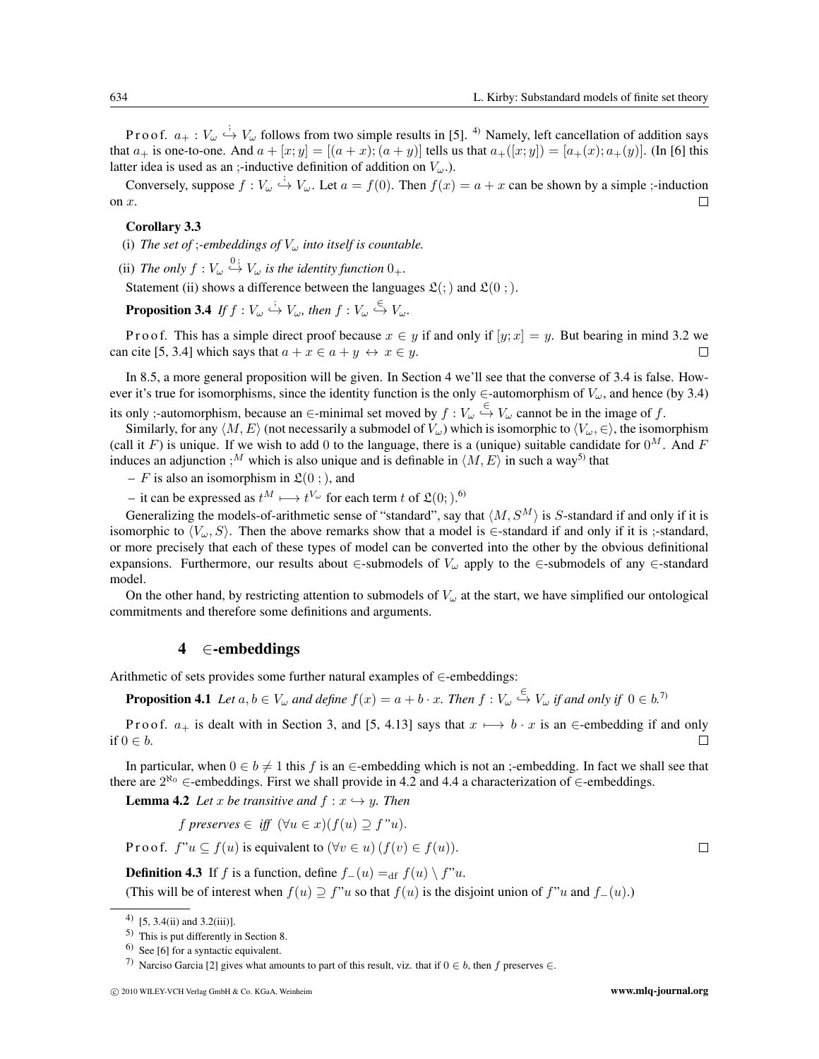**Proof.** $a_+ : V_\omega \overset{;}{\hookrightarrow} V_\omega$ follows from two simple results in [5]. [4] Namely, left cancellation of addition says that $a_+$ is one-to-one. And $a + [x; y] = [(a + x); (a + y)]$ tells us that $a_+([x; y]) = [a_+(x); a_+(y)]$. (In [6] this latter idea is used as an ;-inductive definition of addition on $V_\omega$.).

Conversely, suppose $f : V_\omega \overset{;}{\hookrightarrow} V_\omega$. Let $a = f(0)$. Then $f(x) = a + x$ can be shown by a simple ;-induction on $x$. □

**Corollary 3.3**

(i) *The set of ;-embeddings of $V_\omega$ into itself is countable.*

(ii) *The only $f : V_\omega \overset{0\,;}{\hookrightarrow} V_\omega$ is the identity function $0_+$.*

Statement (ii) shows a difference between the languages $\mathfrak{L}(;)$ and $\mathfrak{L}(0\,;)$.

**Proposition 3.4** *If $f : V_\omega \overset{;}{\hookrightarrow} V_\omega$, then $f : V_\omega \overset{\in}{\hookrightarrow} V_\omega$.*

**Proof.** This has a simple direct proof because $x \in y$ if and only if $[y; x] = y$. But bearing in mind 3.2 we can cite [5, 3.4] which says that $a + x \in a + y \leftrightarrow x \in y$. □

In 8.5, a more general proposition will be given. In Section 4 we'll see that the converse of 3.4 is false. However it's true for isomorphisms, since the identity function is the only $\in$-automorphism of $V_\omega$, and hence (by 3.4) its only ;-automorphism, because an $\in$-minimal set moved by $f : V_\omega \overset{\in}{\hookrightarrow} V_\omega$ cannot be in the image of $f$.

Similarly, for any $\langle M, E\rangle$ (not necessarily a submodel of $V_\omega$) which is isomorphic to $\langle V_\omega, \in\rangle$, the isomorphism (call it $F$) is unique. If we wish to add 0 to the language, there is a (unique) suitable candidate for $0^M$. And $F$ induces an adjunction $;^M$ which is also unique and is definable in $\langle M, E\rangle$ in such a way[5] that

– $F$ is also an isomorphism in $\mathfrak{L}(0\,;)$, and

– it can be expressed as $t^M \longmapsto t^{V_\omega}$ for each term $t$ of $\mathfrak{L}(0;)$.[6]

Generalizing the models-of-arithmetic sense of "standard", say that $\langle M, S^M\rangle$ is $S$-standard if and only if it is isomorphic to $\langle V_\omega, S\rangle$. Then the above remarks show that a model is $\in$-standard if and only if it is ;-standard, or more precisely that each of these types of model can be converted into the other by the obvious definitional expansions. Furthermore, our results about $\in$-submodels of $V_\omega$ apply to the $\in$-submodels of any $\in$-standard model.

On the other hand, by restricting attention to submodels of $V_\omega$ at the start, we have simplified our ontological commitments and therefore some definitions and arguments.

## 4 $\in$-embeddings

Arithmetic of sets provides some further natural examples of $\in$-embeddings:

**Proposition 4.1** *Let $a, b \in V_\omega$ and define $f(x) = a + b \cdot x$. Then $f : V_\omega \overset{\in}{\hookrightarrow} V_\omega$ if and only if $0 \in b$.*[7]

**Proof.** $a_+$ is dealt with in Section 3, and [5, 4.13] says that $x \longmapsto b \cdot x$ is an $\in$-embedding if and only if $0 \in b$. □

In particular, when $0 \in b \neq 1$ this $f$ is an $\in$-embedding which is not an ;-embedding. In fact we shall see that there are $2^{\aleph_0}$ $\in$-embeddings. First we shall provide in 4.2 and 4.4 a characterization of $\in$-embeddings.

**Lemma 4.2** *Let $x$ be transitive and $f : x \hookrightarrow y$. Then*

$$f \text{ preserves } \in \text{ iff } (\forall u \in x)(f(u) \supseteq f\text{"}u).$$

**Proof.** $f\text{"}u \subseteq f(u)$ is equivalent to $(\forall v \in u)\,(f(v) \in f(u))$. □

**Definition 4.3** If $f$ is a function, define $f_-(u) =_{\text{df}} f(u) \setminus f\text{"}u$.

(This will be of interest when $f(u) \supseteq f\text{"}u$ so that $f(u)$ is the disjoint union of $f\text{"}u$ and $f_-(u)$.)

---

[4] [5, 3.4(ii) and 3.2(iii)].

[5] This is put differently in Section 8.

[6] See [6] for a syntactic equivalent.

[7] Narciso Garcia [2] gives what amounts to part of this result, viz. that if $0 \in b$, then $f$ preserves $\in$.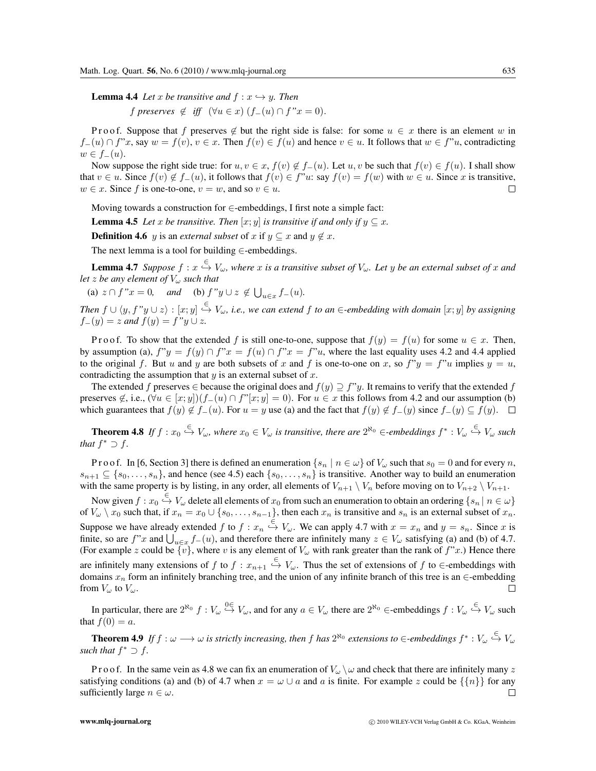**Lemma 4.4** *Let $x$ be transitive and $f : x \hookrightarrow y$. Then*

$$f \text{ preserves } \notin \text{ iff } (\forall u \in x)\, (f_-(u) \cap f\text{"}x = 0).$$

Proof. Suppose that $f$ preserves $\notin$ but the right side is false: for some $u \in x$ there is an element $w$ in $f_-(u) \cap f\text{"}x$, say $w = f(v)$, $v \in x$. Then $f(v) \in f(u)$ and hence $v \in u$. It follows that $w \in f\text{"}u$, contradicting $w \in f_-(u)$.

Now suppose the right side true: for $u, v \in x$, $f(v) \notin f_-(u)$. Let $u, v$ be such that $f(v) \in f(u)$. I shall show that $v \in u$. Since $f(v) \notin f_-(u)$, it follows that $f(v) \in f\text{"}u$: say $f(v) = f(w)$ with $w \in u$. Since $x$ is transitive, $w \in x$. Since $f$ is one-to-one, $v = w$, and so $v \in u$. $\square$

Moving towards a construction for $\in$-embeddings, I first note a simple fact:

**Lemma 4.5** *Let $x$ be transitive. Then $[x; y]$ is transitive if and only if $y \subseteq x$.*

**Definition 4.6** $y$ is an *external subset* of $x$ if $y \subseteq x$ and $y \notin x$.

The next lemma is a tool for building $\in$-embeddings.

**Lemma 4.7** *Suppose $f : x \overset{\in}{\hookrightarrow} V_\omega$, where $x$ is a transitive subset of $V_\omega$. Let $y$ be an external subset of $x$ and let $z$ be any element of $V_\omega$ such that*

(a) $z \cap f\text{"}x = 0$, *and* (b) $f\text{"}y \cup z \notin \bigcup_{u \in x} f_-(u)$.

*Then $f \cup \langle y, f\text{"}y \cup z\rangle : [x; y] \overset{\in}{\hookrightarrow} V_\omega$, i.e., we can extend $f$ to an $\in$-embedding with domain $[x; y]$ by assigning $f_-(y) = z$ and $f(y) = f\text{"}y \cup z$.*

Proof. To show that the extended $f$ is still one-to-one, suppose that $f(y) = f(u)$ for some $u \in x$. Then, by assumption (a), $f\text{"}y = f(y) \cap f\text{"}x = f(u) \cap f\text{"}x = f\text{"}u$, where the last equality uses 4.2 and 4.4 applied to the original $f$. But $u$ and $y$ are both subsets of $x$ and $f$ is one-to-one on $x$, so $f\text{"}y = f\text{"}u$ implies $y = u$, contradicting the assumption that $y$ is an external subset of $x$.

The extended $f$ preserves $\in$ because the original does and $f(y) \supseteq f\text{"}y$. It remains to verify that the extended $f$ preserves $\notin$, i.e., $(\forall u \in [x; y])(f_-(u) \cap f\text{"}[x; y] = 0)$. For $u \in x$ this follows from 4.2 and our assumption (b) which guarantees that $f(y) \notin f_-(u)$. For $u = y$ use (a) and the fact that $f(y) \notin f_-(y)$ since $f_-(y) \subseteq f(y)$. $\square$

**Theorem 4.8** *If $f : x_0 \overset{\in}{\hookrightarrow} V_\omega$, where $x_0 \in V_\omega$ is transitive, there are $2^{\aleph_0}$ $\in$-embeddings $f^* : V_\omega \overset{\in}{\hookrightarrow} V_\omega$ such that $f^* \supset f$.*

Proof. In [6, Section 3] there is defined an enumeration $\{s_n \mid n \in \omega\}$ of $V_\omega$ such that $s_0 = 0$ and for every $n$, $s_{n+1} \subseteq \{s_0, \ldots, s_n\}$, and hence (see 4.5) each $\{s_0, \ldots, s_n\}$ is transitive. Another way to build an enumeration with the same property is by listing, in any order, all elements of $V_{n+1} \setminus V_n$ before moving on to $V_{n+2} \setminus V_{n+1}$.

Now given $f : x_0 \overset{\in}{\hookrightarrow} V_\omega$ delete all elements of $x_0$ from such an enumeration to obtain an ordering $\{s_n \mid n \in \omega\}$ of $V_\omega \setminus x_0$ such that, if $x_n = x_0 \cup \{s_0, \ldots, s_{n-1}\}$, then each $x_n$ is transitive and $s_n$ is an external subset of $x_n$. Suppose we have already extended $f$ to $f : x_n \overset{\in}{\hookrightarrow} V_\omega$. We can apply 4.7 with $x = x_n$ and $y = s_n$. Since $x$ is finite, so are $f\text{"}x$ and $\bigcup_{u \in x} f_-(u)$, and therefore there are infinitely many $z \in V_\omega$ satisfying (a) and (b) of 4.7. (For example $z$ could be $\{v\}$, where $v$ is any element of $V_\omega$ with rank greater than the rank of $f\text{"}x$.) Hence there are infinitely many extensions of $f$ to $f : x_{n+1} \overset{\in}{\hookrightarrow} V_\omega$. Thus the set of extensions of $f$ to $\in$-embeddings with domains $x_n$ form an infinitely branching tree, and the union of any infinite branch of this tree is an $\in$-embedding from $V_\omega$ to $V_\omega$. $\square$

In particular, there are $2^{\aleph_0}$ $f : V_\omega \overset{0\in}{\hookrightarrow} V_\omega$, and for any $a \in V_\omega$ there are $2^{\aleph_0}$ $\in$-embeddings $f : V_\omega \overset{\in}{\hookrightarrow} V_\omega$ such that $f(0) = a$.

**Theorem 4.9** *If $f : \omega \longrightarrow \omega$ is strictly increasing, then $f$ has $2^{\aleph_0}$ extensions to $\in$-embeddings $f^* : V_\omega \overset{\in}{\hookrightarrow} V_\omega$ such that $f^* \supset f$.*

Proof. In the same vein as 4.8 we can fix an enumeration of $V_\omega \setminus \omega$ and check that there are infinitely many $z$ satisfying conditions (a) and (b) of 4.7 when $x = \omega \cup a$ and $a$ is finite. For example $z$ could be $\{\{n\}\}$ for any sufficiently large $n \in \omega$. $\square$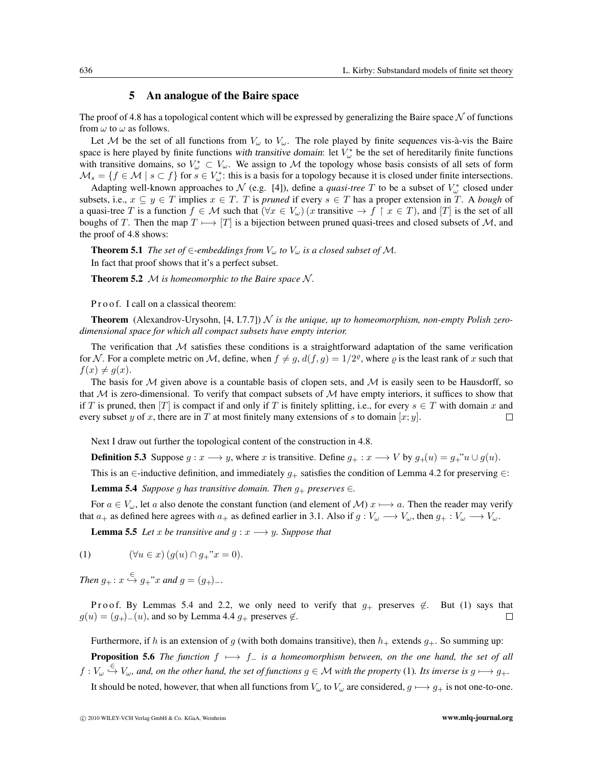## 5 An analogue of the Baire space

The proof of 4.8 has a topological content which will be expressed by generalizing the Baire space $\mathcal{N}$ of functions from $\omega$ to $\omega$ as follows.

Let $\mathcal{M}$ be the set of all functions from $V_\omega$ to $V_\omega$. The role played by finite *sequences* vis-à-vis the Baire space is here played by finite functions *with transitive domain*: let $V_\omega^*$ be the set of hereditarily finite functions with transitive domains, so $V_\omega^* \subset V_\omega$. We assign to $\mathcal{M}$ the topology whose basis consists of all sets of form $\mathcal{M}_s = \{f \in \mathcal{M} \mid s \subset f\}$ for $s \in V_\omega^*$: this is a basis for a topology because it is closed under finite intersections.

Adapting well-known approaches to $\mathcal{N}$ (e.g. [4]), define a *quasi-tree* $T$ to be a subset of $V_\omega^*$ closed under subsets, i.e., $x \subseteq y \in T$ implies $x \in T$. $T$ is *pruned* if every $s \in T$ has a proper extension in $T$. A *bough* of a quasi-tree $T$ is a function $f \in \mathcal{M}$ such that $(\forall x \in V_\omega)\,(x \text{ transitive} \to f \restriction x \in T)$, and $[T]$ is the set of all boughs of $T$. Then the map $T \longmapsto [T]$ is a bijection between pruned quasi-trees and closed subsets of $\mathcal{M}$, and the proof of 4.8 shows:

**Theorem 5.1** *The set of* $\in$*-embeddings from* $V_\omega$ *to* $V_\omega$ *is a closed subset of* $\mathcal{M}$.

In fact that proof shows that it's a perfect subset.

**Theorem 5.2** $\mathcal{M}$ *is homeomorphic to the Baire space* $\mathcal{N}$.

Proof. I call on a classical theorem:

**Theorem** (Alexandrov-Urysohn, [4, I.7.7]) $\mathcal{N}$ *is the unique, up to homeomorphism, non-empty Polish zero-dimensional space for which all compact subsets have empty interior.*

The verification that $\mathcal{M}$ satisfies these conditions is a straightforward adaptation of the same verification for $\mathcal{N}$. For a complete metric on $\mathcal{M}$, define, when $f \neq g$, $d(f, g) = 1/2^\varrho$, where $\varrho$ is the least rank of $x$ such that $f(x) \neq g(x)$.

The basis for $\mathcal{M}$ given above is a countable basis of clopen sets, and $\mathcal{M}$ is easily seen to be Hausdorff, so that $\mathcal{M}$ is zero-dimensional. To verify that compact subsets of $\mathcal{M}$ have empty interiors, it suffices to show that if $T$ is pruned, then $[T]$ is compact if and only if $T$ is finitely splitting, i.e., for every $s \in T$ with domain $x$ and every subset $y$ of $x$, there are in $T$ at most finitely many extensions of $s$ to domain $[x; y]$. □

Next I draw out further the topological content of the construction in 4.8.

**Definition 5.3** Suppose $g : x \longrightarrow y$, where $x$ is transitive. Define $g_+ : x \longrightarrow V$ by $g_+(u) = g_+``u \cup g(u)$.

This is an $\in$-inductive definition, and immediately $g_+$ satisfies the condition of Lemma 4.2 for preserving $\in$:

**Lemma 5.4** *Suppose* $g$ *has transitive domain. Then* $g_+$ *preserves* $\in$.

For $a \in V_\omega$, let $a$ also denote the constant function (and element of $\mathcal{M}$) $x \longmapsto a$. Then the reader may verify that $a_+$ as defined here agrees with $a_+$ as defined earlier in 3.1. Also if $g : V_\omega \longrightarrow V_\omega$, then $g_+ : V_\omega \longrightarrow V_\omega$.

**Lemma 5.5** *Let* $x$ *be transitive and* $g : x \longrightarrow y$. *Suppose that*

$$(1) \qquad (\forall u \in x)\,(g(u) \cap g_+``x = 0).$$

*Then* $g_+ : x \overset{\in}{\hookrightarrow} g_+``x$ *and* $g = (g_+)_-$.

Proof. By Lemmas 5.4 and 2.2, we only need to verify that $g_+$ preserves $\notin$. But (1) says that $g(u) = (g_+)_-(u)$, and so by Lemma 4.4 $g_+$ preserves $\notin$. □

Furthermore, if $h$ is an extension of $g$ (with both domains transitive), then $h_+$ extends $g_+$. So summing up:

**Proposition 5.6** *The function* $f \longmapsto f_-$ *is a homeomorphism between, on the one hand, the set of all* $f : V_\omega \overset{\in}{\hookrightarrow} V_\omega$, *and, on the other hand, the set of functions* $g \in \mathcal{M}$ *with the property* (1). *Its inverse is* $g \longmapsto g_+$.

It should be noted, however, that when all functions from $V_\omega$ to $V_\omega$ are considered, $g \longmapsto g_+$ is not one-to-one.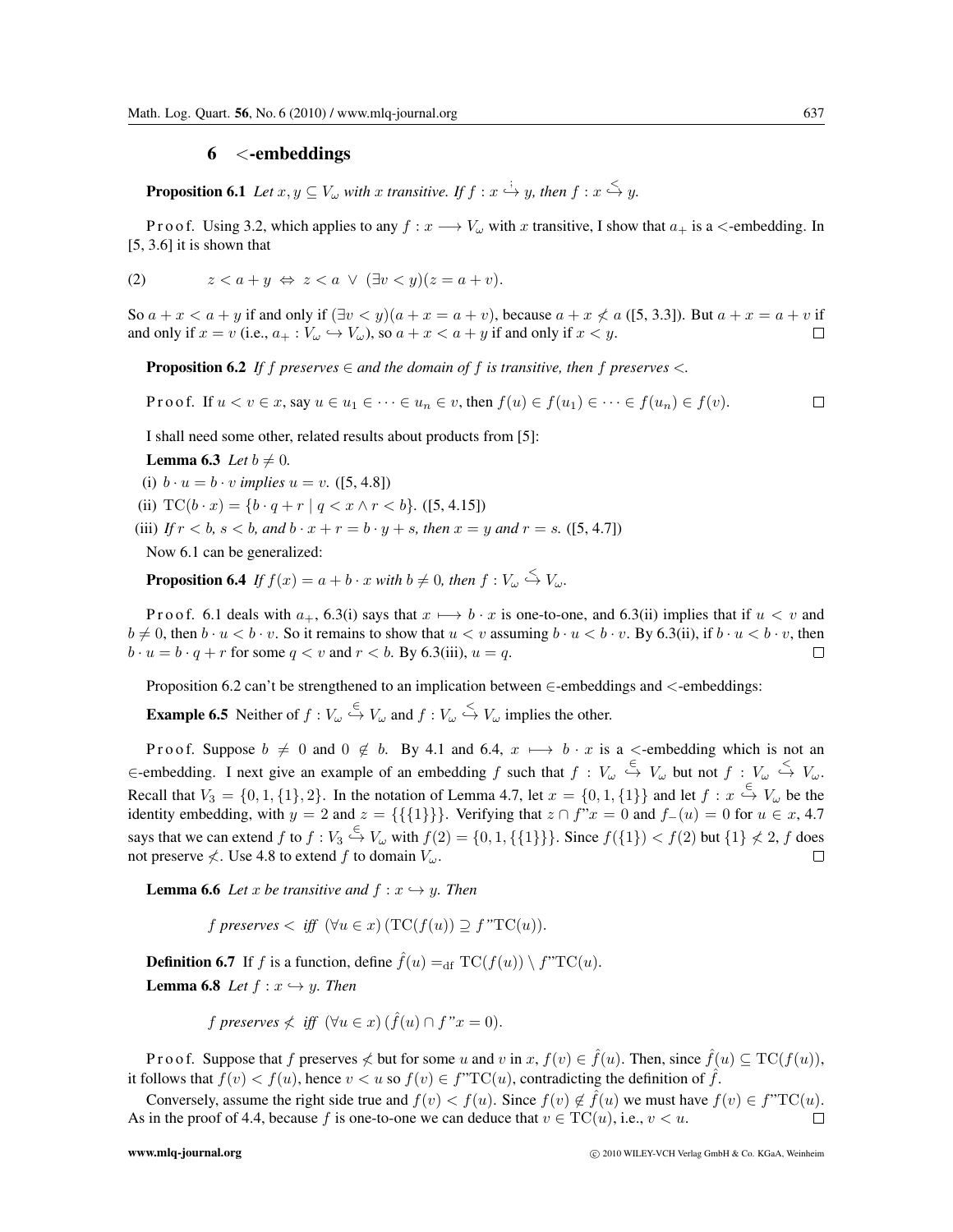## 6 $<$-embeddings

**Proposition 6.1** *Let $x, y \subseteq V_\omega$ with $x$ transitive. If $f : x \overset{\dot{\cdot}}{\hookrightarrow} y$, then $f : x \overset{<}{\hookrightarrow} y$.*

Proof. Using 3.2, which applies to any $f : x \longrightarrow V_\omega$ with $x$ transitive, I show that $a_+$ is a $<$-embedding. In [5, 3.6] it is shown that

$$z < a + y \;\Leftrightarrow\; z < a \;\vee\; (\exists v < y)(z = a + v). \tag{2}$$

So $a + x < a + y$ if and only if $(\exists v < y)(a + x = a + v)$, because $a + x \not< a$ ([5, 3.3]). But $a + x = a + v$ if and only if $x = v$ (i.e., $a_+ : V_\omega \hookrightarrow V_\omega$), so $a + x < a + y$ if and only if $x < y$. $\square$

**Proposition 6.2** *If $f$ preserves $\in$ and the domain of $f$ is transitive, then $f$ preserves $<$.*

Proof. If $u < v \in x$, say $u \in u_1 \in \cdots \in u_n \in v$, then $f(u) \in f(u_1) \in \cdots \in f(u_n) \in f(v)$. $\square$

I shall need some other, related results about products from [5]:

**Lemma 6.3** *Let $b \neq 0$.*

(i) *$b \cdot u = b \cdot v$ implies $u = v$.* ([5, 4.8])

(ii) $\mathrm{TC}(b \cdot x) = \{b \cdot q + r \mid q < x \wedge r < b\}$. ([5, 4.15])

(iii) *If $r < b$, $s < b$, and $b \cdot x + r = b \cdot y + s$, then $x = y$ and $r = s$.* ([5, 4.7])

Now 6.1 can be generalized:

**Proposition 6.4** *If $f(x) = a + b \cdot x$ with $b \neq 0$, then $f : V_\omega \overset{<}{\hookrightarrow} V_\omega$.*

Proof. 6.1 deals with $a_+$, 6.3(i) says that $x \longmapsto b \cdot x$ is one-to-one, and 6.3(ii) implies that if $u < v$ and $b \neq 0$, then $b \cdot u < b \cdot v$. So it remains to show that $u < v$ assuming $b \cdot u < b \cdot v$. By 6.3(ii), if $b \cdot u < b \cdot v$, then $b \cdot u = b \cdot q + r$ for some $q < v$ and $r < b$. By 6.3(iii), $u = q$. $\square$

Proposition 6.2 can't be strengthened to an implication between $\in$-embeddings and $<$-embeddings:

**Example 6.5** Neither of $f : V_\omega \overset{\in}{\hookrightarrow} V_\omega$ and $f : V_\omega \overset{<}{\hookrightarrow} V_\omega$ implies the other.

Proof. Suppose $b \neq 0$ and $0 \notin b$. By 4.1 and 6.4, $x \longmapsto b \cdot x$ is a $<$-embedding which is not an $\in$-embedding. I next give an example of an embedding $f$ such that $f : V_\omega \overset{\in}{\hookrightarrow} V_\omega$ but not $f : V_\omega \overset{<}{\hookrightarrow} V_\omega$. Recall that $V_3 = \{0, 1, \{1\}, 2\}$. In the notation of Lemma 4.7, let $x = \{0, 1, \{1\}\}$ and let $f : x \overset{\in}{\hookrightarrow} V_\omega$ be the identity embedding, with $y = 2$ and $z = \{\{\{1\}\}\}$. Verifying that $z \cap f\text{"}x = 0$ and $f_-(u) = 0$ for $u \in x$, 4.7 says that we can extend $f$ to $f : V_3 \overset{\in}{\hookrightarrow} V_\omega$ with $f(2) = \{0, 1, \{\{1\}\}\}$. Since $f(\{1\}) < f(2)$ but $\{1\} \not< 2$, $f$ does not preserve $\not<$. Use 4.8 to extend $f$ to domain $V_\omega$. $\square$

**Lemma 6.6** *Let $x$ be transitive and $f : x \hookrightarrow y$. Then*

$$f \textit{ preserves } < \;\textit{ iff }\; (\forall u \in x)\,(\mathrm{TC}(f(u)) \supseteq f\text{"}\mathrm{TC}(u)).$$

**Definition 6.7** If $f$ is a function, define $\hat{f}(u) =_{\mathrm{df}} \mathrm{TC}(f(u)) \setminus f\text{"}\mathrm{TC}(u)$.

**Lemma 6.8** *Let $f : x \hookrightarrow y$. Then*

$$f \textit{ preserves } \not< \;\textit{ iff }\; (\forall u \in x)\,(\hat{f}(u) \cap f\text{"}x = 0).$$

Proof. Suppose that $f$ preserves $\not<$ but for some $u$ and $v$ in $x$, $f(v) \in \hat{f}(u)$. Then, since $\hat{f}(u) \subseteq \mathrm{TC}(f(u))$, it follows that $f(v) < f(u)$, hence $v < u$ so $f(v) \in f\text{"}\mathrm{TC}(u)$, contradicting the definition of $\hat{f}$.

Conversely, assume the right side true and $f(v) < f(u)$. Since $f(v) \notin \hat{f}(u)$ we must have $f(v) \in f\text{"}\mathrm{TC}(u)$. As in the proof of 4.4, because $f$ is one-to-one we can deduce that $v \in \mathrm{TC}(u)$, i.e., $v < u$. $\square$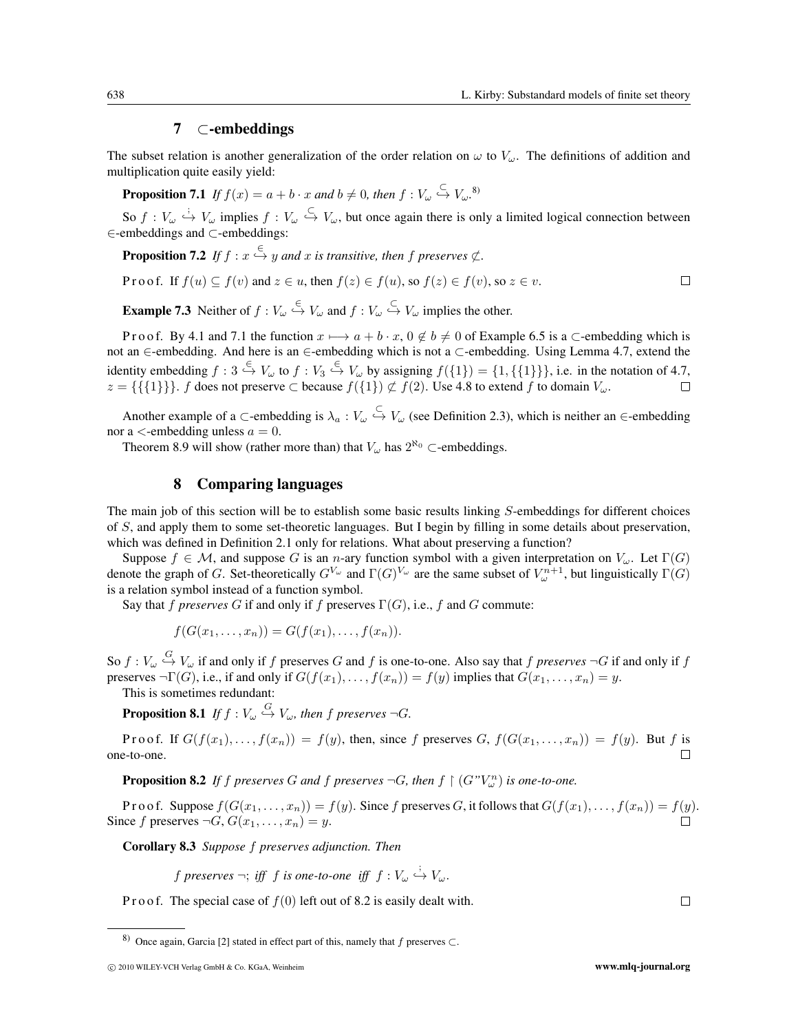## 7 ⊂-embeddings

The subset relation is another generalization of the order relation on $\omega$ to $V_\omega$. The definitions of addition and multiplication quite easily yield:

**Proposition 7.1** *If $f(x) = a + b \cdot x$ and $b \neq 0$, then $f : V_\omega \overset{\subset}{\hookrightarrow} V_\omega$.*[8)]

So $f : V_\omega \overset{\dot{;}}{\hookrightarrow} V_\omega$ implies $f : V_\omega \overset{\subset}{\hookrightarrow} V_\omega$, but once again there is only a limited logical connection between ∈-embeddings and ⊂-embeddings:

**Proposition 7.2** *If $f : x \overset{\in}{\hookrightarrow} y$ and $x$ is transitive, then $f$ preserves $\not\subset$.*

Proof. If $f(u) \subseteq f(v)$ and $z \in u$, then $f(z) \in f(u)$, so $f(z) \in f(v)$, so $z \in v$. □

**Example 7.3** Neither of $f : V_\omega \overset{\in}{\hookrightarrow} V_\omega$ and $f : V_\omega \overset{\subset}{\hookrightarrow} V_\omega$ implies the other.

Proof. By 4.1 and 7.1 the function $x \longmapsto a + b \cdot x$, $0 \notin b \neq 0$ of Example 6.5 is a ⊂-embedding which is not an ∈-embedding. And here is an ∈-embedding which is not a ⊂-embedding. Using Lemma 4.7, extend the identity embedding $f : 3 \overset{\in}{\hookrightarrow} V_\omega$ to $f : V_3 \overset{\in}{\hookrightarrow} V_\omega$ by assigning $f(\{1\}) = \{1, \{\{1\}\}\}$, i.e. in the notation of 4.7, $z = \{\{\{1\}\}\}$. $f$ does not preserve ⊂ because $f(\{1\}) \not\subset f(2)$. Use 4.8 to extend $f$ to domain $V_\omega$. □

Another example of a ⊂-embedding is $\lambda_a : V_\omega \overset{\subset}{\hookrightarrow} V_\omega$ (see Definition 2.3), which is neither an ∈-embedding nor a <-embedding unless $a = 0$.

Theorem 8.9 will show (rather more than) that $V_\omega$ has $2^{\aleph_0}$ ⊂-embeddings.

## 8 Comparing languages

The main job of this section will be to establish some basic results linking $S$-embeddings for different choices of $S$, and apply them to some set-theoretic languages. But I begin by filling in some details about preservation, which was defined in Definition 2.1 only for relations. What about preserving a function?

Suppose $f \in \mathcal{M}$, and suppose $G$ is an $n$-ary function symbol with a given interpretation on $V_\omega$. Let $\Gamma(G)$ denote the graph of $G$. Set-theoretically $G^{V_\omega}$ and $\Gamma(G)^{V_\omega}$ are the same subset of $V_\omega^{n+1}$, but linguistically $\Gamma(G)$ is a relation symbol instead of a function symbol.

Say that $f$ *preserves* $G$ if and only if $f$ preserves $\Gamma(G)$, i.e., $f$ and $G$ commute:

$$f(G(x_1, \ldots, x_n)) = G(f(x_1), \ldots, f(x_n)).$$

So $f : V_\omega \overset{G}{\hookrightarrow} V_\omega$ if and only if $f$ preserves $G$ and $f$ is one-to-one. Also say that $f$ *preserves* $\neg G$ if and only if $f$ preserves $\neg\Gamma(G)$, i.e., if and only if $G(f(x_1), \ldots, f(x_n)) = f(y)$ implies that $G(x_1, \ldots, x_n) = y$.

This is sometimes redundant:

**Proposition 8.1** *If $f : V_\omega \overset{G}{\hookrightarrow} V_\omega$, then $f$ preserves $\neg G$.*

Proof. If $G(f(x_1), \ldots, f(x_n)) = f(y)$, then, since $f$ preserves $G$, $f(G(x_1, \ldots, x_n)) = f(y)$. But $f$ is one-to-one. □

**Proposition 8.2** *If $f$ preserves $G$ and $f$ preserves $\neg G$, then $f \restriction (G``V_\omega^n)$ is one-to-one.*

Proof. Suppose $f(G(x_1, \ldots, x_n)) = f(y)$. Since $f$ preserves $G$, it follows that $G(f(x_1), \ldots, f(x_n)) = f(y)$. Since $f$ preserves $\neg G$, $G(x_1, \ldots, x_n) = y$. □

**Corollary 8.3** *Suppose $f$ preserves adjunction. Then*

$$f \text{ preserves } \neg; \text{ iff } f \text{ is one-to-one iff } f : V_\omega \overset{\dot{;}}{\hookrightarrow} V_\omega.$$

Proof. The special case of $f(0)$ left out of 8.2 is easily dealt with. □

---

8) Once again, Garcia [2] stated in effect part of this, namely that $f$ preserves ⊂.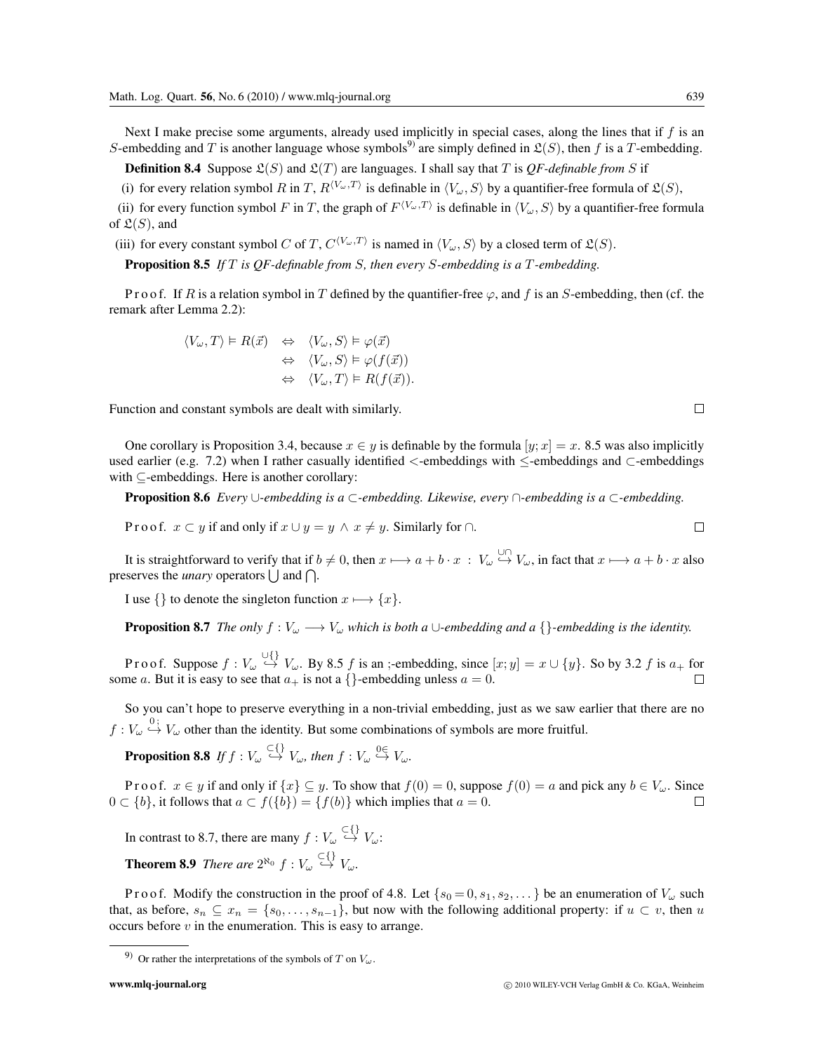Next I make precise some arguments, already used implicitly in special cases, along the lines that if $f$ is an $S$-embedding and $T$ is another language whose symbols[9] are simply defined in $\mathfrak{L}(S)$, then $f$ is a $T$-embedding.

**Definition 8.4** Suppose $\mathfrak{L}(S)$ and $\mathfrak{L}(T)$ are languages. I shall say that $T$ is *QF-definable from* $S$ if

(i) for every relation symbol $R$ in $T$, $R^{\langle V_\omega, T\rangle}$ is definable in $\langle V_\omega, S\rangle$ by a quantifier-free formula of $\mathfrak{L}(S)$,

(ii) for every function symbol $F$ in $T$, the graph of $F^{\langle V_\omega, T\rangle}$ is definable in $\langle V_\omega, S\rangle$ by a quantifier-free formula of $\mathfrak{L}(S)$, and

(iii) for every constant symbol $C$ of $T$, $C^{\langle V_\omega, T\rangle}$ is named in $\langle V_\omega, S\rangle$ by a closed term of $\mathfrak{L}(S)$.

**Proposition 8.5** *If $T$ is QF-definable from $S$, then every $S$-embedding is a $T$-embedding.*

Proof. If $R$ is a relation symbol in $T$ defined by the quantifier-free $\varphi$, and $f$ is an $S$-embedding, then (cf. the remark after Lemma 2.2):

$$\begin{aligned}
\langle V_\omega, T\rangle \vDash R(\vec{x}) \quad &\Leftrightarrow \quad \langle V_\omega, S\rangle \vDash \varphi(\vec{x}) \\
&\Leftrightarrow \quad \langle V_\omega, S\rangle \vDash \varphi(f(\vec{x})) \\
&\Leftrightarrow \quad \langle V_\omega, T\rangle \vDash R(f(\vec{x})).
\end{aligned}$$

Function and constant symbols are dealt with similarly. $\square$

One corollary is Proposition 3.4, because $x \in y$ is definable by the formula $[y;x] = x$. 8.5 was also implicitly used earlier (e.g. 7.2) when I rather casually identified $<$-embeddings with $\leq$-embeddings and $\subset$-embeddings with $\subseteq$-embeddings. Here is another corollary:

**Proposition 8.6** *Every $\cup$-embedding is a $\subset$-embedding. Likewise, every $\cap$-embedding is a $\subset$-embedding.*

Proof. $x \subset y$ if and only if $x \cup y = y \wedge x \neq y$. Similarly for $\cap$. $\square$

It is straightforward to verify that if $b \neq 0$, then $x \longmapsto a + b \cdot x \; : \; V_\omega \overset{\cup\cap}{\hookrightarrow} V_\omega$, in fact that $x \longmapsto a + b \cdot x$ also preserves the *unary* operators $\bigcup$ and $\bigcap$.

I use $\{\}$ to denote the singleton function $x \longmapsto \{x\}$.

**Proposition 8.7** *The only $f : V_\omega \longrightarrow V_\omega$ which is both a $\cup$-embedding and a $\{\}$-embedding is the identity.*

Proof. Suppose $f : V_\omega \overset{\cup\{\}}{\hookrightarrow} V_\omega$. By 8.5 $f$ is an ;-embedding, since $[x;y] = x \cup \{y\}$. So by 3.2 $f$ is $a_+$ for some $a$. But it is easy to see that $a_+$ is not a $\{\}$-embedding unless $a = 0$. $\square$

So you can't hope to preserve everything in a non-trivial embedding, just as we saw earlier that there are no $f : V_\omega \overset{0\,;}{\hookrightarrow} V_\omega$ other than the identity. But some combinations of symbols are more fruitful.

**Proposition 8.8** *If $f : V_\omega \overset{\subset\{\}}{\hookrightarrow} V_\omega$, then $f : V_\omega \overset{0\in}{\hookrightarrow} V_\omega$.*

Proof. $x \in y$ if and only if $\{x\} \subseteq y$. To show that $f(0) = 0$, suppose $f(0) = a$ and pick any $b \in V_\omega$. Since $0 \subset \{b\}$, it follows that $a \subset f(\{b\}) = \{f(b)\}$ which implies that $a = 0$. $\square$

In contrast to 8.7, there are many $f : V_\omega \overset{\subset\{\}}{\hookrightarrow} V_\omega$:

**Theorem 8.9** *There are $2^{\aleph_0}$ $f : V_\omega \overset{\subset\{\}}{\hookrightarrow} V_\omega$.*

Proof. Modify the construction in the proof of 4.8. Let $\{s_0 = 0, s_1, s_2, \dots\}$ be an enumeration of $V_\omega$ such that, as before, $s_n \subseteq x_n = \{s_0, \dots, s_{n-1}\}$, but now with the following additional property: if $u \subset v$, then $u$ occurs before $v$ in the enumeration. This is easy to arrange.

[9] Or rather the interpretations of the symbols of $T$ on $V_\omega$.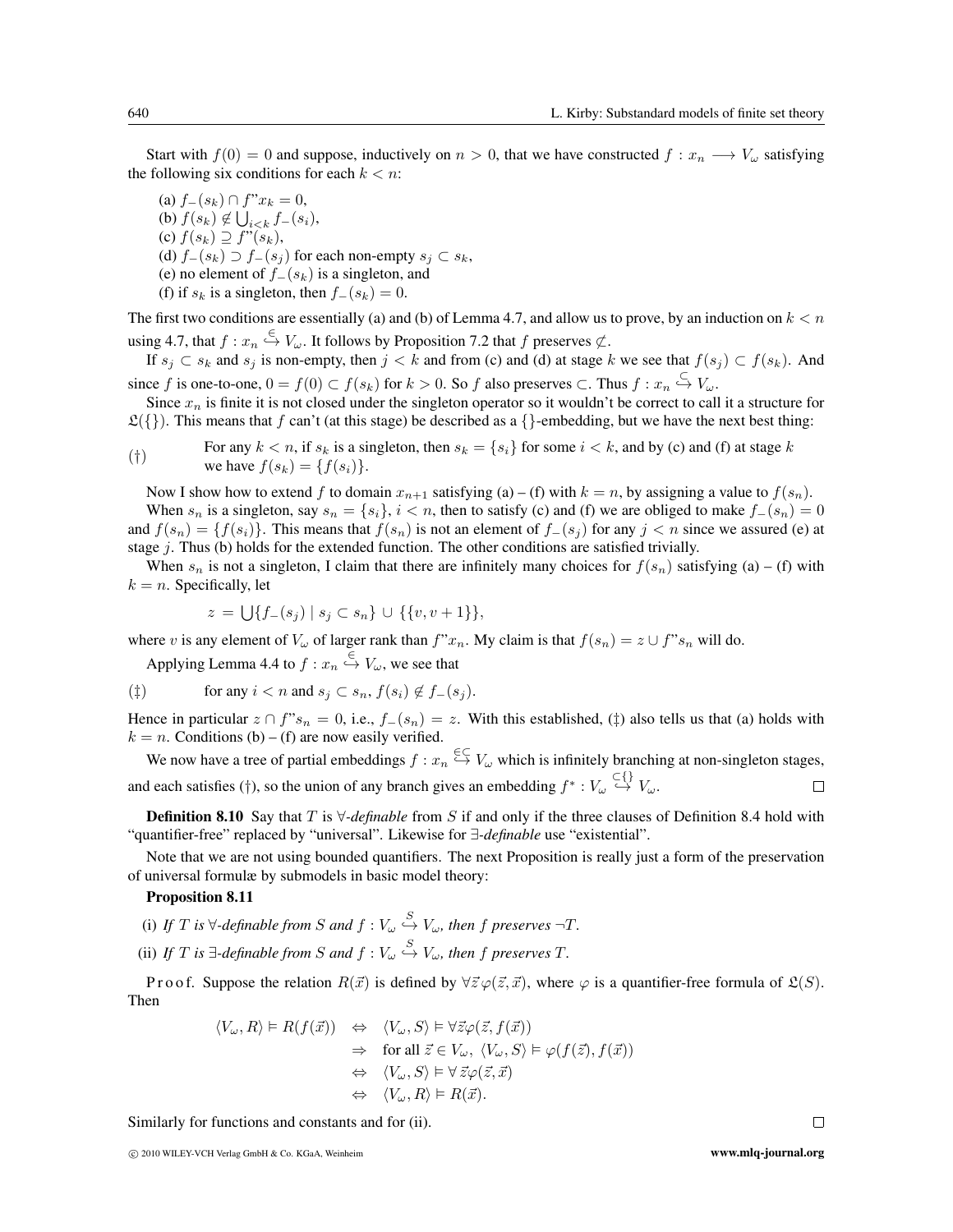Start with $f(0) = 0$ and suppose, inductively on $n > 0$, that we have constructed $f : x_n \longrightarrow V_\omega$ satisfying the following six conditions for each $k < n$:

(a) $f_-(s_k) \cap f\text{"}x_k = 0$,
(b) $f(s_k) \notin \bigcup_{i<k} f_-(s_i)$,
(c) $f(s_k) \supseteq f\text{"}(s_k)$,
(d) $f_-(s_k) \supset f_-(s_j)$ for each non-empty $s_j \subset s_k$,
(e) no element of $f_-(s_k)$ is a singleton, and
(f) if $s_k$ is a singleton, then $f_-(s_k) = 0$.

The first two conditions are essentially (a) and (b) of Lemma 4.7, and allow us to prove, by an induction on $k < n$ using 4.7, that $f : x_n \overset{\in}{\hookrightarrow} V_\omega$. It follows by Proposition 7.2 that $f$ preserves $\not\subset$.

If $s_j \subset s_k$ and $s_j$ is non-empty, then $j < k$ and from (c) and (d) at stage $k$ we see that $f(s_j) \subset f(s_k)$. And since $f$ is one-to-one, $0 = f(0) \subset f(s_k)$ for $k > 0$. So $f$ also preserves $\subset$. Thus $f : x_n \overset{\subset}{\hookrightarrow} V_\omega$.

Since $x_n$ is finite it is not closed under the singleton operator so it wouldn't be correct to call it a structure for $\mathfrak{L}(\{\})$. This means that $f$ can't (at this stage) be described as a $\{\}$-embedding, but we have the next best thing:

(†) For any $k < n$, if $s_k$ is a singleton, then $s_k = \{s_i\}$ for some $i < k$, and by (c) and (f) at stage $k$ we have $f(s_k) = \{f(s_i)\}$.

Now I show how to extend $f$ to domain $x_{n+1}$ satisfying (a) – (f) with $k = n$, by assigning a value to $f(s_n)$.

When $s_n$ is a singleton, say $s_n = \{s_i\}$, $i < n$, then to satisfy (c) and (f) we are obliged to make $f_-(s_n) = 0$ and $f(s_n) = \{f(s_i)\}$. This means that $f(s_n)$ is not an element of $f_-(s_j)$ for any $j < n$ since we assured (e) at stage $j$. Thus (b) holds for the extended function. The other conditions are satisfied trivially.

When $s_n$ is not a singleton, I claim that there are infinitely many choices for $f(s_n)$ satisfying (a) – (f) with $k = n$. Specifically, let

$$z = \bigcup\{f_-(s_j) \mid s_j \subset s_n\} \cup \{\{v, v+1\}\},$$

where $v$ is any element of $V_\omega$ of larger rank than $f\text{"}x_n$. My claim is that $f(s_n) = z \cup f\text{"}s_n$ will do.

Applying Lemma 4.4 to $f : x_n \overset{\in}{\hookrightarrow} V_\omega$, we see that

(‡) for any $i < n$ and $s_j \subset s_n$, $f(s_i) \notin f_-(s_j)$.

Hence in particular $z \cap f\text{"}s_n = 0$, i.e., $f_-(s_n) = z$. With this established, (‡) also tells us that (a) holds with $k = n$. Conditions (b) – (f) are now easily verified.

We now have a tree of partial embeddings $f : x_n \overset{\in\subset}{\hookrightarrow} V_\omega$ which is infinitely branching at non-singleton stages, and each satisfies (†), so the union of any branch gives an embedding $f^* : V_\omega \overset{\subset\{\}}{\hookrightarrow} V_\omega$. □

**Definition 8.10** Say that $T$ is *∀-definable* from $S$ if and only if the three clauses of Definition 8.4 hold with "quantifier-free" replaced by "universal". Likewise for *∃-definable* use "existential".

Note that we are not using bounded quantifiers. The next Proposition is really just a form of the preservation of universal formulæ by submodels in basic model theory:

**Proposition 8.11**

(i) *If $T$ is ∀-definable from $S$ and $f : V_\omega \overset{S}{\hookrightarrow} V_\omega$, then $f$ preserves $\neg T$.*

(ii) *If $T$ is ∃-definable from $S$ and $f : V_\omega \overset{S}{\hookrightarrow} V_\omega$, then $f$ preserves $T$.*

Proof. Suppose the relation $R(\vec{x})$ is defined by $\forall\vec{z}\,\varphi(\vec{z}, \vec{x})$, where $\varphi$ is a quantifier-free formula of $\mathfrak{L}(S)$. Then

$$\begin{aligned}
\langle V_\omega, R\rangle \vDash R(f(\vec{x})) &\iff \langle V_\omega, S\rangle \vDash \forall\vec{z}\varphi(\vec{z}, f(\vec{x})) \\
&\Rightarrow \text{ for all } \vec{z} \in V_\omega,\ \langle V_\omega, S\rangle \vDash \varphi(f(\vec{z}), f(\vec{x})) \\
&\iff \langle V_\omega, S\rangle \vDash \forall\,\vec{z}\varphi(\vec{z}, \vec{x}) \\
&\iff \langle V_\omega, R\rangle \vDash R(\vec{x}).
\end{aligned}$$

Similarly for functions and constants and for (ii). □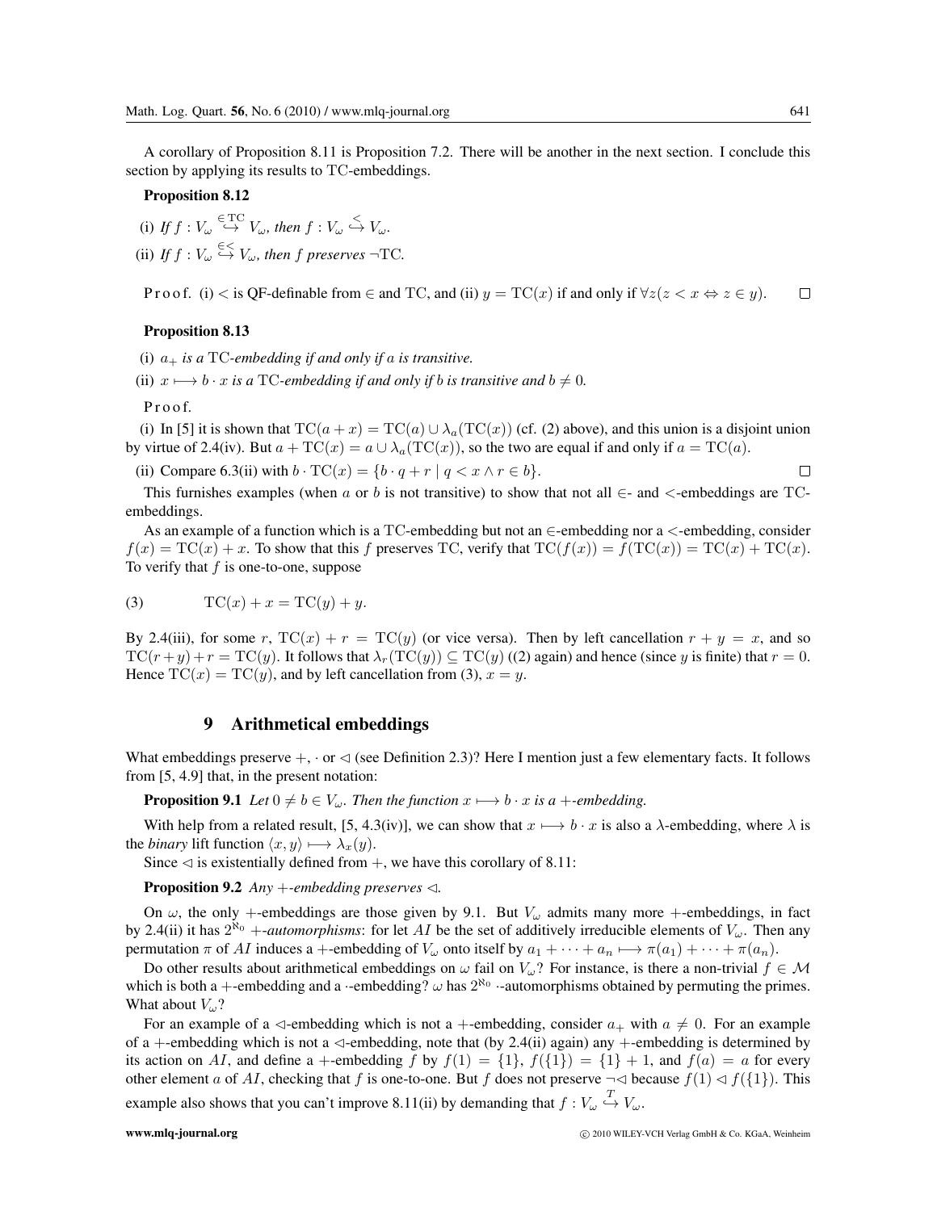A corollary of Proposition 8.11 is Proposition 7.2. There will be another in the next section. I conclude this section by applying its results to TC-embeddings.

**Proposition 8.12**

(i) *If* $f : V_\omega \overset{\in \mathrm{TC}}{\hookrightarrow} V_\omega$*, then* $f : V_\omega \overset{<}{\hookrightarrow} V_\omega$.

(ii) *If* $f : V_\omega \overset{\in <}{\hookrightarrow} V_\omega$*, then* $f$ *preserves* $\neg\mathrm{TC}$.

Proof. (i) $<$ is QF-definable from $\in$ and TC, and (ii) $y = \mathrm{TC}(x)$ if and only if $\forall z (z < x \Leftrightarrow z \in y)$. $\square$

**Proposition 8.13**

(i) $a_+$ *is a* TC*-embedding if and only if* $a$ *is transitive.*

(ii) $x \longmapsto b \cdot x$ *is a* TC*-embedding if and only if* $b$ *is transitive and* $b \neq 0$*.*

Proof.

(i) In [5] it is shown that $\mathrm{TC}(a + x) = \mathrm{TC}(a) \cup \lambda_a(\mathrm{TC}(x))$ (cf. (2) above), and this union is a disjoint union by virtue of 2.4(iv). But $a + \mathrm{TC}(x) = a \cup \lambda_a(\mathrm{TC}(x))$, so the two are equal if and only if $a = \mathrm{TC}(a)$.

(ii) Compare 6.3(ii) with $b \cdot \mathrm{TC}(x) = \{b \cdot q + r \mid q < x \wedge r \in b\}$. $\square$

This furnishes examples (when $a$ or $b$ is not transitive) to show that not all $\in$- and $<$-embeddings are TC-embeddings.

As an example of a function which is a TC-embedding but not an $\in$-embedding nor a $<$-embedding, consider $f(x) = \mathrm{TC}(x) + x$. To show that this $f$ preserves TC, verify that $\mathrm{TC}(f(x)) = f(\mathrm{TC}(x)) = \mathrm{TC}(x) + \mathrm{TC}(x)$. To verify that $f$ is one-to-one, suppose

$$\mathrm{TC}(x) + x = \mathrm{TC}(y) + y. \tag{3}$$

By 2.4(iii), for some $r$, $\mathrm{TC}(x) + r = \mathrm{TC}(y)$ (or vice versa). Then by left cancellation $r + y = x$, and so $\mathrm{TC}(r + y) + r = \mathrm{TC}(y)$. It follows that $\lambda_r(\mathrm{TC}(y)) \subseteq \mathrm{TC}(y)$ ((2) again) and hence (since $y$ is finite) that $r = 0$. Hence $\mathrm{TC}(x) = \mathrm{TC}(y)$, and by left cancellation from (3), $x = y$.

## 9 Arithmetical embeddings

What embeddings preserve $+$, $\cdot$ or $\lhd$ (see Definition 2.3)? Here I mention just a few elementary facts. It follows from [5, 4.9] that, in the present notation:

**Proposition 9.1** *Let* $0 \neq b \in V_\omega$*. Then the function* $x \longmapsto b \cdot x$ *is a* $+$*-embedding.*

With help from a related result, [5, 4.3(iv)], we can show that $x \longmapsto b \cdot x$ is also a $\lambda$-embedding, where $\lambda$ is the *binary* lift function $\langle x, y \rangle \longmapsto \lambda_x(y)$.

Since $\lhd$ is existentially defined from $+$, we have this corollary of 8.11:

**Proposition 9.2** *Any* $+$*-embedding preserves* $\lhd$*.*

On $\omega$, the only $+$-embeddings are those given by 9.1. But $V_\omega$ admits many more $+$-embeddings, in fact by 2.4(ii) it has $2^{\aleph_0}$ $+$*-automorphisms*: for let $AI$ be the set of additively irreducible elements of $V_\omega$. Then any permutation $\pi$ of $AI$ induces a $+$-embedding of $V_\omega$ onto itself by $a_1 + \cdots + a_n \longmapsto \pi(a_1) + \cdots + \pi(a_n)$.

Do other results about arithmetical embeddings on $\omega$ fail on $V_\omega$? For instance, is there a non-trivial $f \in \mathcal{M}$ which is both a $+$-embedding and a $\cdot$-embedding? $\omega$ has $2^{\aleph_0}$ $\cdot$-automorphisms obtained by permuting the primes. What about $V_\omega$?

For an example of a $\lhd$-embedding which is not a $+$-embedding, consider $a_+$ with $a \neq 0$. For an example of a $+$-embedding which is not a $\lhd$-embedding, note that (by 2.4(ii) again) any $+$-embedding is determined by its action on $AI$, and define a $+$-embedding $f$ by $f(1) = \{1\}$, $f(\{1\}) = \{1\} + 1$, and $f(a) = a$ for every other element $a$ of $AI$, checking that $f$ is one-to-one. But $f$ does not preserve $\neg\lhd$ because $f(1) \lhd f(\{1\})$. This example also shows that you can't improve 8.11(ii) by demanding that $f : V_\omega \overset{T}{\hookrightarrow} V_\omega$.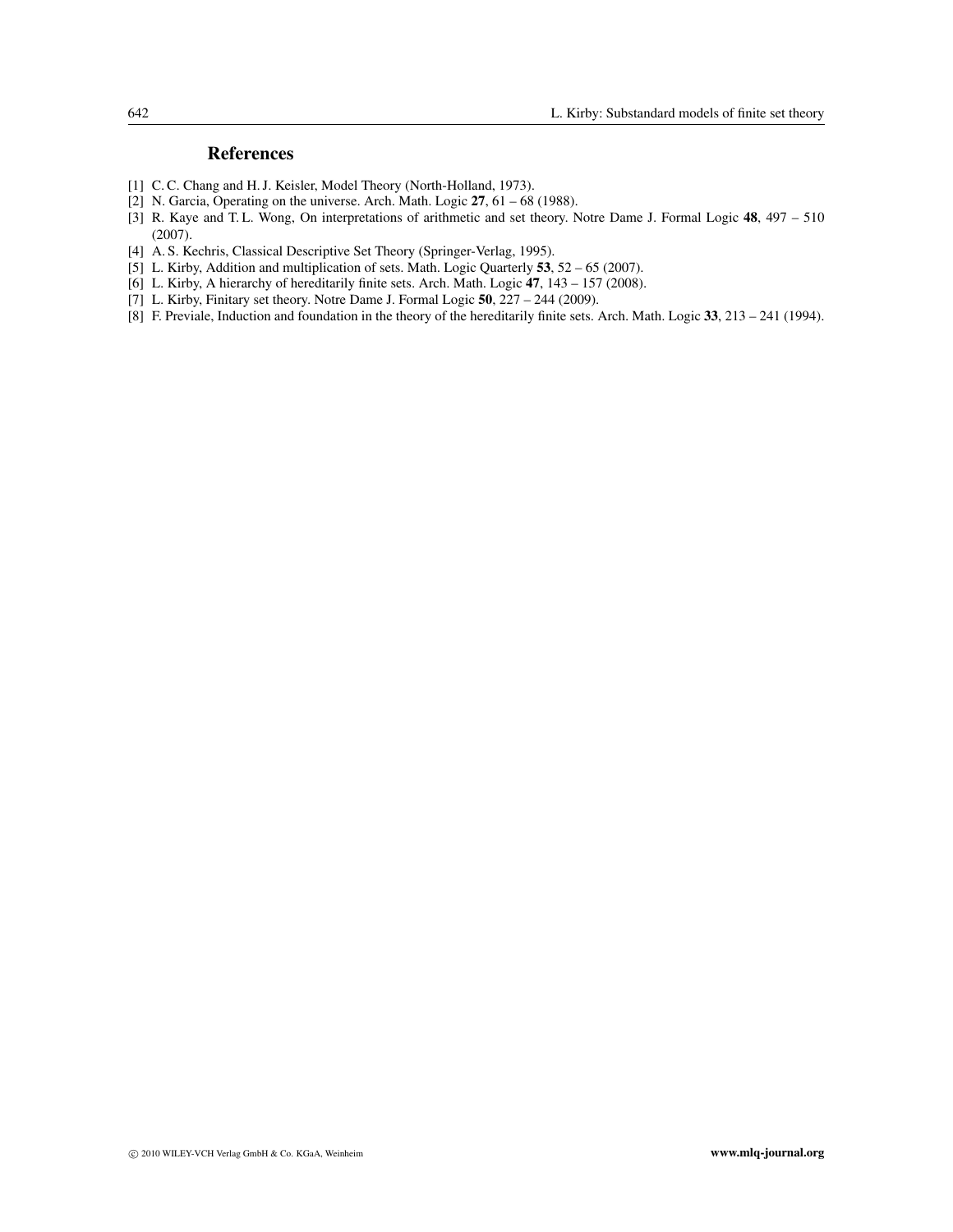## References

[1] C. C. Chang and H. J. Keisler, Model Theory (North-Holland, 1973).

[2] N. Garcia, Operating on the universe. Arch. Math. Logic **27**, 61 – 68 (1988).

[3] R. Kaye and T. L. Wong, On interpretations of arithmetic and set theory. Notre Dame J. Formal Logic **48**, 497 – 510 (2007).

[4] A. S. Kechris, Classical Descriptive Set Theory (Springer-Verlag, 1995).

[5] L. Kirby, Addition and multiplication of sets. Math. Logic Quarterly **53**, 52 – 65 (2007).

[6] L. Kirby, A hierarchy of hereditarily finite sets. Arch. Math. Logic **47**, 143 – 157 (2008).

[7] L. Kirby, Finitary set theory. Notre Dame J. Formal Logic **50**, 227 – 244 (2009).

[8] F. Previale, Induction and foundation in the theory of the hereditarily finite sets. Arch. Math. Logic **33**, 213 – 241 (1994).